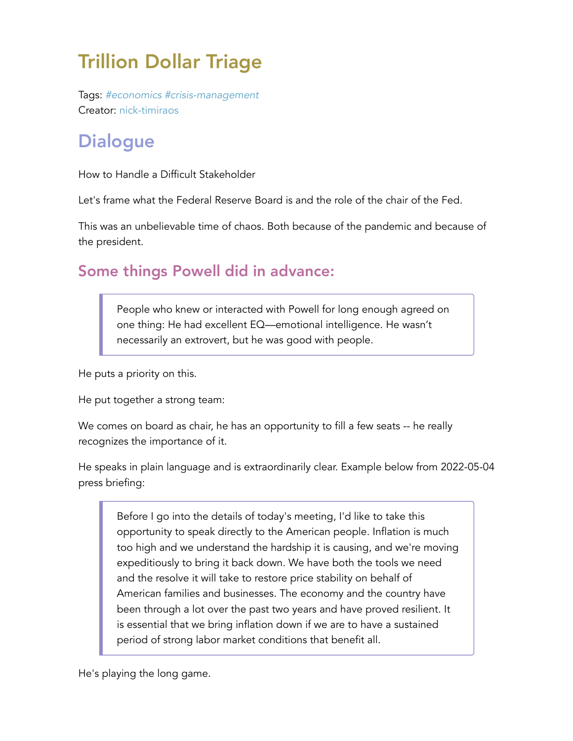# Trillion Dollar Triage

Tags: *#economics #crisis-management*
Creator: nick-timiraos

## Dialogue

How to Handle a Difficult Stakeholder

Let's frame what the Federal Reserve Board is and the role of the chair of the Fed.

This was an unbelievable time of chaos. Both because of the pandemic and because of the president.

### Some things Powell did in advance:

> People who knew or interacted with Powell for long enough agreed on one thing: He had excellent EQ—emotional intelligence. He wasn't necessarily an extrovert, but he was good with people.

He puts a priority on this.

He put together a strong team:

We comes on board as chair, he has an opportunity to fill a few seats -- he really recognizes the importance of it.

He speaks in plain language and is extraordinarily clear. Example below from 2022-05-04 press briefing:

> Before I go into the details of today's meeting, I'd like to take this opportunity to speak directly to the American people. Inflation is much too high and we understand the hardship it is causing, and we're moving expeditiously to bring it back down. We have both the tools we need and the resolve it will take to restore price stability on behalf of American families and businesses. The economy and the country have been through a lot over the past two years and have proved resilient. It is essential that we bring inflation down if we are to have a sustained period of strong labor market conditions that benefit all.

He's playing the long game.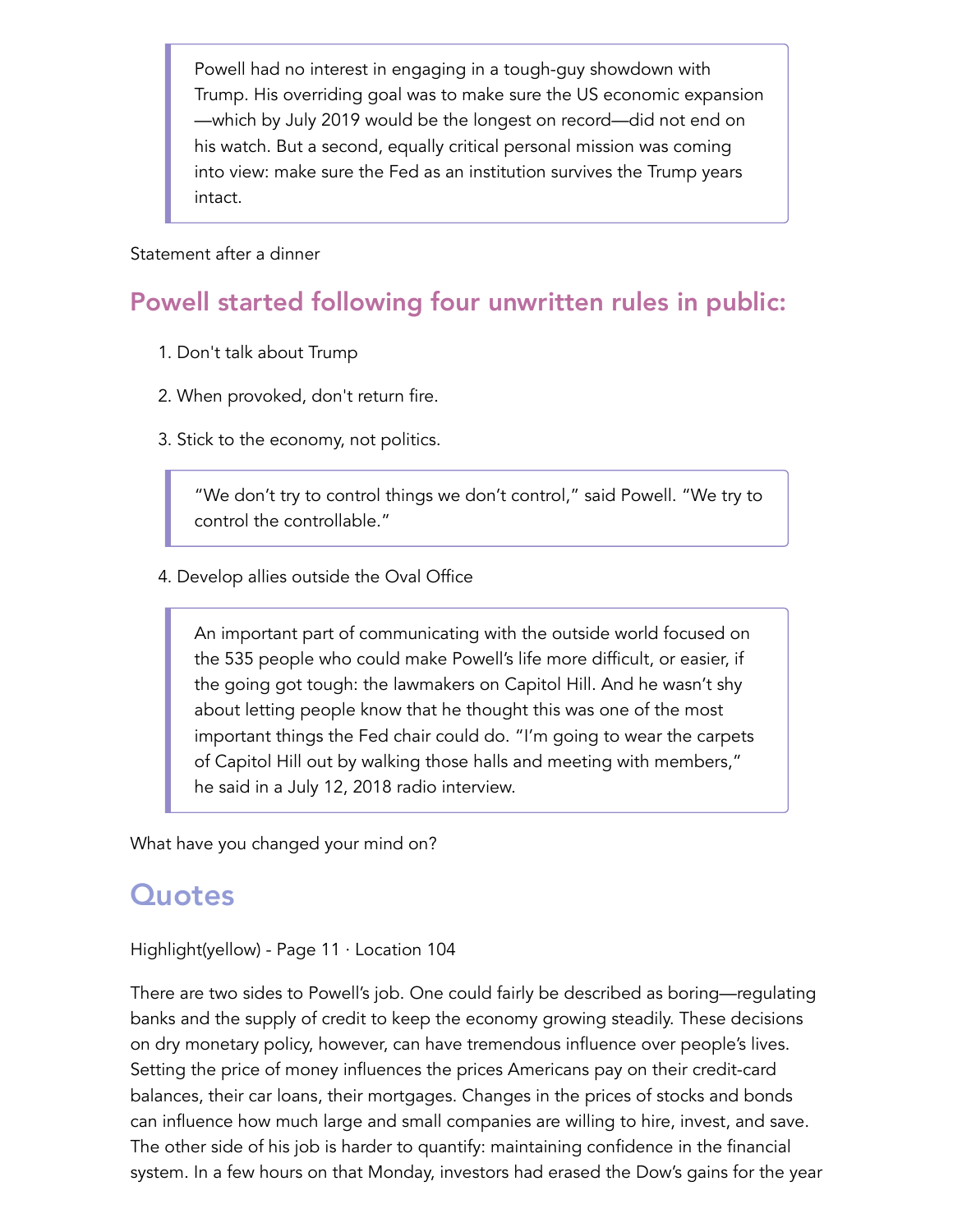> Powell had no interest in engaging in a tough-guy showdown with Trump. His overriding goal was to make sure the US economic expansion—which by July 2019 would be the longest on record—did not end on his watch. But a second, equally critical personal mission was coming into view: make sure the Fed as an institution survives the Trump years intact.

Statement after a dinner

## Powell started following four unwritten rules in public:

1. Don't talk about Trump
2. When provoked, don't return fire.
3. Stick to the economy, not politics.

> “We don’t try to control things we don’t control,” said Powell. “We try to control the controllable.”

4. Develop allies outside the Oval Office

> An important part of communicating with the outside world focused on the 535 people who could make Powell’s life more difficult, or easier, if the going got tough: the lawmakers on Capitol Hill. And he wasn’t shy about letting people know that he thought this was one of the most important things the Fed chair could do. “I’m going to wear the carpets of Capitol Hill out by walking those halls and meeting with members,” he said in a July 12, 2018 radio interview.

What have you changed your mind on?

# Quotes

Highlight(yellow) - Page 11 · Location 104

There are two sides to Powell’s job. One could fairly be described as boring—regulating banks and the supply of credit to keep the economy growing steadily. These decisions on dry monetary policy, however, can have tremendous influence over people’s lives. Setting the price of money influences the prices Americans pay on their credit-card balances, their car loans, their mortgages. Changes in the prices of stocks and bonds can influence how much large and small companies are willing to hire, invest, and save. The other side of his job is harder to quantify: maintaining confidence in the financial system. In a few hours on that Monday, investors had erased the Dow’s gains for the year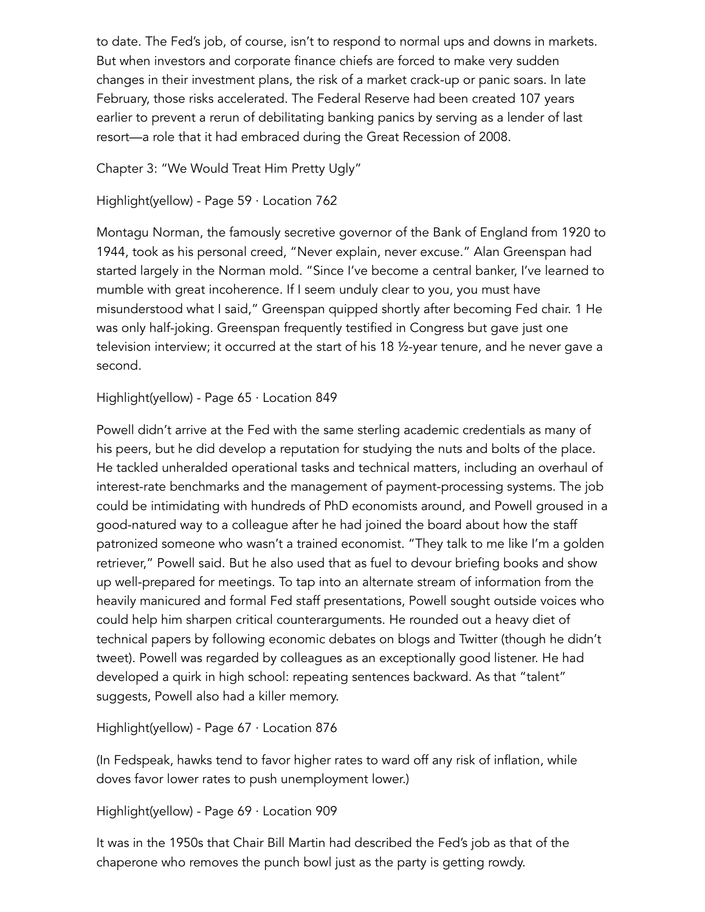to date. The Fed's job, of course, isn't to respond to normal ups and downs in markets. But when investors and corporate finance chiefs are forced to make very sudden changes in their investment plans, the risk of a market crack-up or panic soars. In late February, those risks accelerated. The Federal Reserve had been created 107 years earlier to prevent a rerun of debilitating banking panics by serving as a lender of last resort—a role that it had embraced during the Great Recession of 2008.

Chapter 3: "We Would Treat Him Pretty Ugly"

Highlight(yellow) - Page 59 · Location 762

Montagu Norman, the famously secretive governor of the Bank of England from 1920 to 1944, took as his personal creed, "Never explain, never excuse." Alan Greenspan had started largely in the Norman mold. "Since I've become a central banker, I've learned to mumble with great incoherence. If I seem unduly clear to you, you must have misunderstood what I said," Greenspan quipped shortly after becoming Fed chair. 1 He was only half-joking. Greenspan frequently testified in Congress but gave just one television interview; it occurred at the start of his 18 ½-year tenure, and he never gave a second.

Highlight(yellow) - Page 65 · Location 849

Powell didn't arrive at the Fed with the same sterling academic credentials as many of his peers, but he did develop a reputation for studying the nuts and bolts of the place. He tackled unheralded operational tasks and technical matters, including an overhaul of interest-rate benchmarks and the management of payment-processing systems. The job could be intimidating with hundreds of PhD economists around, and Powell groused in a good-natured way to a colleague after he had joined the board about how the staff patronized someone who wasn't a trained economist. "They talk to me like I'm a golden retriever," Powell said. But he also used that as fuel to devour briefing books and show up well-prepared for meetings. To tap into an alternate stream of information from the heavily manicured and formal Fed staff presentations, Powell sought outside voices who could help him sharpen critical counterarguments. He rounded out a heavy diet of technical papers by following economic debates on blogs and Twitter (though he didn't tweet). Powell was regarded by colleagues as an exceptionally good listener. He had developed a quirk in high school: repeating sentences backward. As that "talent" suggests, Powell also had a killer memory.

Highlight(yellow) - Page 67 · Location 876

(In Fedspeak, hawks tend to favor higher rates to ward off any risk of inflation, while doves favor lower rates to push unemployment lower.)

Highlight(yellow) - Page 69 · Location 909

It was in the 1950s that Chair Bill Martin had described the Fed's job as that of the chaperone who removes the punch bowl just as the party is getting rowdy.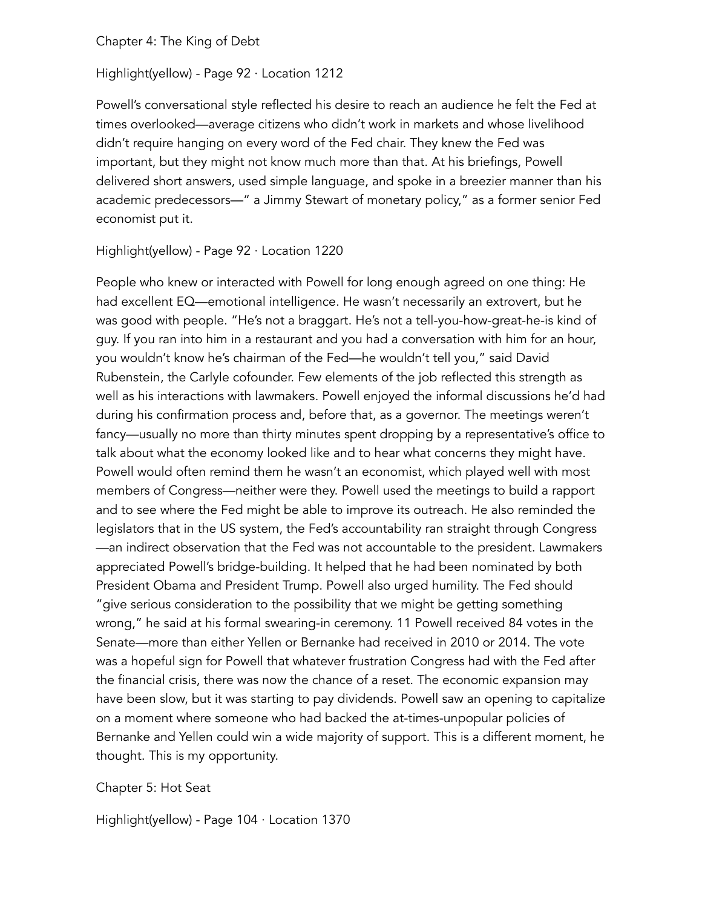Chapter 4: The King of Debt

Highlight(yellow) - Page 92 · Location 1212

Powell's conversational style reflected his desire to reach an audience he felt the Fed at times overlooked—average citizens who didn't work in markets and whose livelihood didn't require hanging on every word of the Fed chair. They knew the Fed was important, but they might not know much more than that. At his briefings, Powell delivered short answers, used simple language, and spoke in a breezier manner than his academic predecessors—" a Jimmy Stewart of monetary policy," as a former senior Fed economist put it.

Highlight(yellow) - Page 92 · Location 1220

People who knew or interacted with Powell for long enough agreed on one thing: He had excellent EQ—emotional intelligence. He wasn't necessarily an extrovert, but he was good with people. "He's not a braggart. He's not a tell-you-how-great-he-is kind of guy. If you ran into him in a restaurant and you had a conversation with him for an hour, you wouldn't know he's chairman of the Fed—he wouldn't tell you," said David Rubenstein, the Carlyle cofounder. Few elements of the job reflected this strength as well as his interactions with lawmakers. Powell enjoyed the informal discussions he'd had during his confirmation process and, before that, as a governor. The meetings weren't fancy—usually no more than thirty minutes spent dropping by a representative's office to talk about what the economy looked like and to hear what concerns they might have. Powell would often remind them he wasn't an economist, which played well with most members of Congress—neither were they. Powell used the meetings to build a rapport and to see where the Fed might be able to improve its outreach. He also reminded the legislators that in the US system, the Fed's accountability ran straight through Congress—an indirect observation that the Fed was not accountable to the president. Lawmakers appreciated Powell's bridge-building. It helped that he had been nominated by both President Obama and President Trump. Powell also urged humility. The Fed should "give serious consideration to the possibility that we might be getting something wrong," he said at his formal swearing-in ceremony. 11 Powell received 84 votes in the Senate—more than either Yellen or Bernanke had received in 2010 or 2014. The vote was a hopeful sign for Powell that whatever frustration Congress had with the Fed after the financial crisis, there was now the chance of a reset. The economic expansion may have been slow, but it was starting to pay dividends. Powell saw an opening to capitalize on a moment where someone who had backed the at-times-unpopular policies of Bernanke and Yellen could win a wide majority of support. This is a different moment, he thought. This is my opportunity.

Chapter 5: Hot Seat

Highlight(yellow) - Page 104 · Location 1370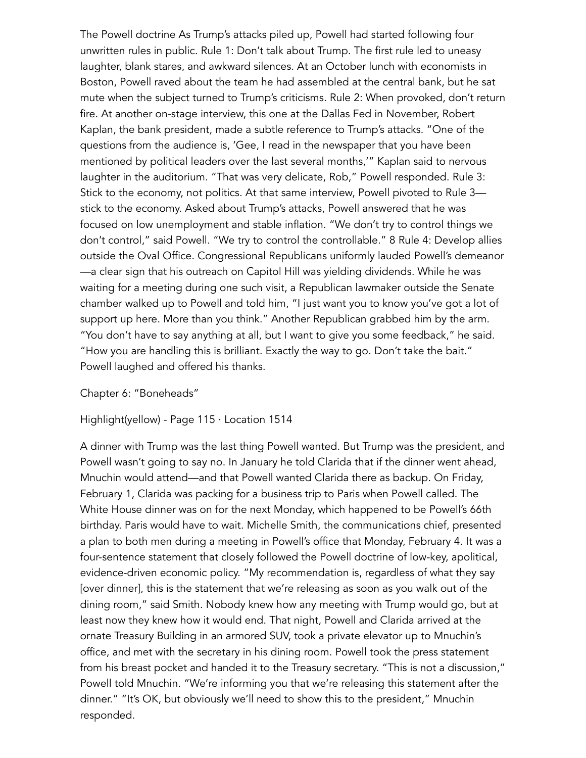The Powell doctrine As Trump's attacks piled up, Powell had started following four unwritten rules in public. Rule 1: Don't talk about Trump. The first rule led to uneasy laughter, blank stares, and awkward silences. At an October lunch with economists in Boston, Powell raved about the team he had assembled at the central bank, but he sat mute when the subject turned to Trump's criticisms. Rule 2: When provoked, don't return fire. At another on-stage interview, this one at the Dallas Fed in November, Robert Kaplan, the bank president, made a subtle reference to Trump's attacks. "One of the questions from the audience is, 'Gee, I read in the newspaper that you have been mentioned by political leaders over the last several months,'" Kaplan said to nervous laughter in the auditorium. "That was very delicate, Rob," Powell responded. Rule 3: Stick to the economy, not politics. At that same interview, Powell pivoted to Rule 3—stick to the economy. Asked about Trump's attacks, Powell answered that he was focused on low unemployment and stable inflation. "We don't try to control things we don't control," said Powell. "We try to control the controllable." 8 Rule 4: Develop allies outside the Oval Office. Congressional Republicans uniformly lauded Powell's demeanor—a clear sign that his outreach on Capitol Hill was yielding dividends. While he was waiting for a meeting during one such visit, a Republican lawmaker outside the Senate chamber walked up to Powell and told him, "I just want you to know you've got a lot of support up here. More than you think." Another Republican grabbed him by the arm. "You don't have to say anything at all, but I want to give you some feedback," he said. "How you are handling this is brilliant. Exactly the way to go. Don't take the bait." Powell laughed and offered his thanks.

Chapter 6: "Boneheads"

Highlight(yellow) - Page 115 · Location 1514

A dinner with Trump was the last thing Powell wanted. But Trump was the president, and Powell wasn't going to say no. In January he told Clarida that if the dinner went ahead, Mnuchin would attend—and that Powell wanted Clarida there as backup. On Friday, February 1, Clarida was packing for a business trip to Paris when Powell called. The White House dinner was on for the next Monday, which happened to be Powell's 66th birthday. Paris would have to wait. Michelle Smith, the communications chief, presented a plan to both men during a meeting in Powell's office that Monday, February 4. It was a four-sentence statement that closely followed the Powell doctrine of low-key, apolitical, evidence-driven economic policy. "My recommendation is, regardless of what they say [over dinner], this is the statement that we're releasing as soon as you walk out of the dining room," said Smith. Nobody knew how any meeting with Trump would go, but at least now they knew how it would end. That night, Powell and Clarida arrived at the ornate Treasury Building in an armored SUV, took a private elevator up to Mnuchin's office, and met with the secretary in his dining room. Powell took the press statement from his breast pocket and handed it to the Treasury secretary. "This is not a discussion," Powell told Mnuchin. "We're informing you that we're releasing this statement after the dinner." "It's OK, but obviously we'll need to show this to the president," Mnuchin responded.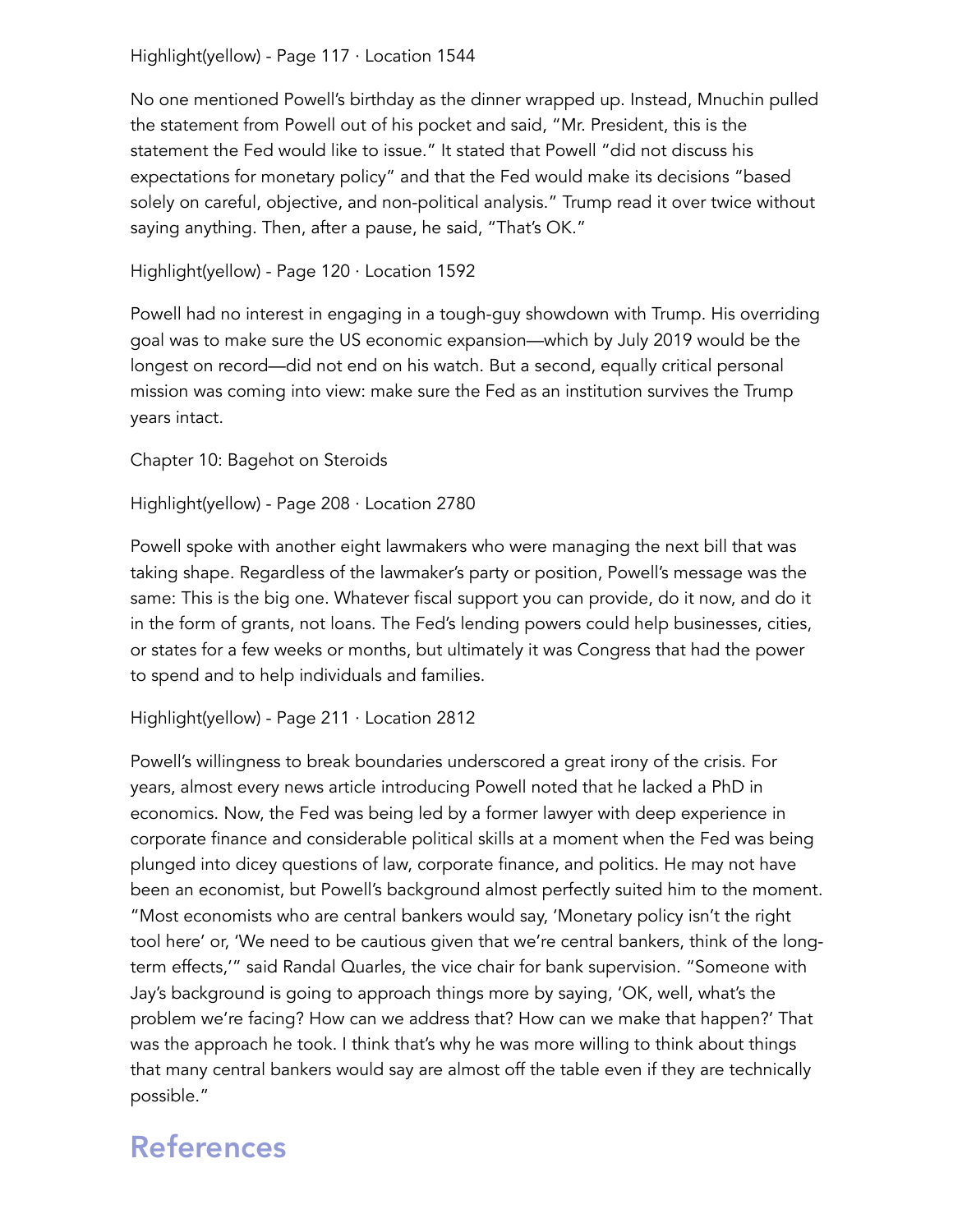Highlight(yellow) - Page 117 · Location 1544

No one mentioned Powell's birthday as the dinner wrapped up. Instead, Mnuchin pulled the statement from Powell out of his pocket and said, "Mr. President, this is the statement the Fed would like to issue." It stated that Powell "did not discuss his expectations for monetary policy" and that the Fed would make its decisions "based solely on careful, objective, and non-political analysis." Trump read it over twice without saying anything. Then, after a pause, he said, "That's OK."

Highlight(yellow) - Page 120 · Location 1592

Powell had no interest in engaging in a tough-guy showdown with Trump. His overriding goal was to make sure the US economic expansion—which by July 2019 would be the longest on record—did not end on his watch. But a second, equally critical personal mission was coming into view: make sure the Fed as an institution survives the Trump years intact.

Chapter 10: Bagehot on Steroids

Highlight(yellow) - Page 208 · Location 2780

Powell spoke with another eight lawmakers who were managing the next bill that was taking shape. Regardless of the lawmaker's party or position, Powell's message was the same: This is the big one. Whatever fiscal support you can provide, do it now, and do it in the form of grants, not loans. The Fed's lending powers could help businesses, cities, or states for a few weeks or months, but ultimately it was Congress that had the power to spend and to help individuals and families.

Highlight(yellow) - Page 211 · Location 2812

Powell's willingness to break boundaries underscored a great irony of the crisis. For years, almost every news article introducing Powell noted that he lacked a PhD in economics. Now, the Fed was being led by a former lawyer with deep experience in corporate finance and considerable political skills at a moment when the Fed was being plunged into dicey questions of law, corporate finance, and politics. He may not have been an economist, but Powell's background almost perfectly suited him to the moment. "Most economists who are central bankers would say, 'Monetary policy isn't the right tool here' or, 'We need to be cautious given that we're central bankers, think of the long-term effects,'" said Randal Quarles, the vice chair for bank supervision. "Someone with Jay's background is going to approach things more by saying, 'OK, well, what's the problem we're facing? How can we address that? How can we make that happen?' That was the approach he took. I think that's why he was more willing to think about things that many central bankers would say are almost off the table even if they are technically possible."

## References